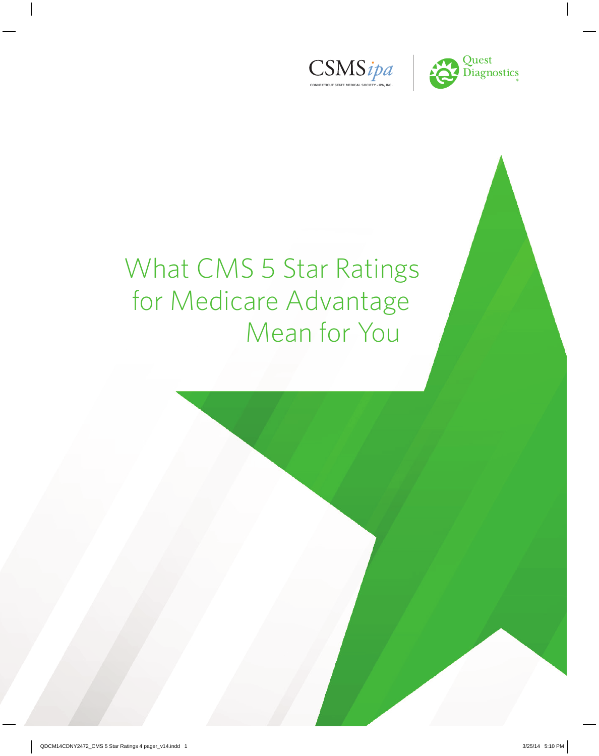CSMS*ipa*

CONNECTICUT STATE MEDICAL SOCIETY - IPA, INC.

Quest Diagnostics

# What CMS 5 Star Ratings for Medicare Advantage Mean for You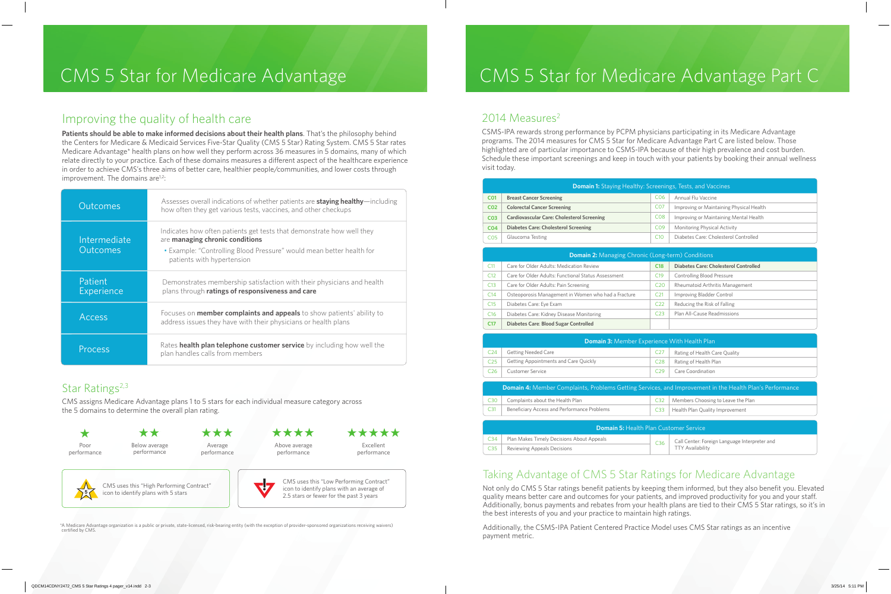// Editor note: This page image is a two-page spread (two panels side by side); the left panel is transcribed first, then the right panel.

# CMS 5 Star for Medicare Advantage

## Improving the quality of health care

**Patients should be able to make informed decisions about their health plans**. That's the philosophy behind the Centers for Medicare & Medicaid Services Five-Star Quality (CMS 5 Star) Rating System. CMS 5 Star rates Medicare Advantage* health plans on how well they perform across 36 measures in 5 domains, many of which relate directly to your practice. Each of these domains measures a different aspect of the healthcare experience in order to achieve CMS's three aims of better care, healthier people/communities, and lower costs through improvement. The domains are[1,2]:

| Domain | Description |
|---|---|
| Outcomes | Assesses overall indications of whether patients are **staying healthy**—including how often they get various tests, vaccines, and other checkups |
| Intermediate Outcomes | Indicates how often patients get tests that demonstrate how well they are **managing chronic conditions**<br>• Example: "Controlling Blood Pressure" would mean better health for patients with hypertension |
| Patient Experience | Demonstrates membership satisfaction with their physicians and health plans through **ratings of responsiveness and care** |
| Access | Focuses on **member complaints and appeals** to show patients' ability to address issues they have with their physicians or health plans |
| Process | Rates **health plan telephone customer service** by including how well the plan handles calls from members |

## Star Ratings[2,3]

CMS assigns Medicare Advantage plans 1 to 5 stars for each individual measure category across the 5 domains to determine the overall plan rating.

| ★ | ★★ | ★★★ | ★★★★ | ★★★★★ |
|---|---|---|---|---|
| Poor performance | Below average performance | Average performance | Above average performance | Excellent performance |

CMS uses this "High Performing Contract" icon to identify plans with 5 stars

CMS uses this "Low Performing Contract" icon to identify plans with an average of 2.5 stars or fewer for the past 3 years

*A Medicare Advantage organization is a public or private, state-licensed, risk-bearing entity (with the exception of provider-sponsored organizations receiving waivers) certified by CMS.

# CMS 5 Star for Medicare Advantage Part C

## 2014 Measures[2]

CSMS-IPA rewards strong performance by PCPM physicians participating in its Medicare Advantage programs. The 2014 measures for CMS 5 Star for Medicare Advantage Part C are listed below. Those highlighted are of particular importance to CSMS-IPA because of their high prevalence and cost burden. Schedule these important screenings and keep in touch with your patients by booking their annual wellness visit today.

**Domain 1: Staying Healthy: Screenings, Tests, and Vaccines**

| | | | |
|---|---|---|---|
| **C01** | **Breast Cancer Screening** | C06 | Annual Flu Vaccine |
| **C02** | **Colorectal Cancer Screening** | C07 | Improving or Maintaining Physical Health |
| **C03** | **Cardiovascular Care: Cholesterol Screening** | C08 | Improving or Maintaining Mental Health |
| **C04** | **Diabetes Care: Cholesterol Screening** | C09 | Monitoring Physical Activity |
| C05 | Glaucoma Testing | C10 | Diabetes Care: Cholesterol Controlled |

**Domain 2: Managing Chronic (Long-term) Conditions**

| | | | |
|---|---|---|---|
| C11 | Care for Older Adults: Medication Review | **C18** | **Diabetes Care: Cholesterol Controlled** |
| C12 | Care for Older Adults: Functional Status Assessment | C19 | Controlling Blood Pressure |
| C13 | Care for Older Adults: Pain Screening | C20 | Rheumatoid Arthritis Management |
| C14 | Osteoporosis Management in Women who had a Fracture | C21 | Improving Bladder Control |
| C15 | Diabetes Care: Eye Exam | C22 | Reducing the Risk of Falling |
| C16 | Diabetes Care: Kidney Disease Monitoring | C23 | Plan All-Cause Readmissions |
| **C17** | **Diabetes Care: Blood Sugar Controlled** | | |

**Domain 3: Member Experience With Health Plan**

| | | | |
|---|---|---|---|
| C24 | Getting Needed Care | C27 | Rating of Health Care Quality |
| C25 | Getting Appointments and Care Quickly | C28 | Rating of Health Plan |
| C26 | Customer Service | C29 | Care Coordination |

**Domain 4: Member Complaints, Problems Getting Services, and Improvement in the Health Plan's Performance**

| | | | |
|---|---|---|---|
| C30 | Complaints about the Health Plan | C32 | Members Choosing to Leave the Plan |
| C31 | Beneficiary Access and Performance Problems | C33 | Health Plan Quality Improvement |

**Domain 5: Health Plan Customer Service**

| | | | |
|---|---|---|---|
| C34 | Plan Makes Timely Decisions About Appeals | C36 | Call Center: Foreign Language Interpreter and TTY Availability |
| C35 | Reviewing Appeals Decisions | | |

## Taking Advantage of CMS 5 Star Ratings for Medicare Advantage

Not only do CMS 5 Star ratings benefit patients by keeping them informed, but they also benefit you. Elevated quality means better care and outcomes for your patients, and improved productivity for you and your staff. Additionally, bonus payments and rebates from your health plans are tied to their CMS 5 Star ratings, so it's in the best interests of you and your practice to maintain high ratings.

Additionally, the CSMS-IPA Patient Centered Practice Model uses CMS Star ratings as an incentive payment metric.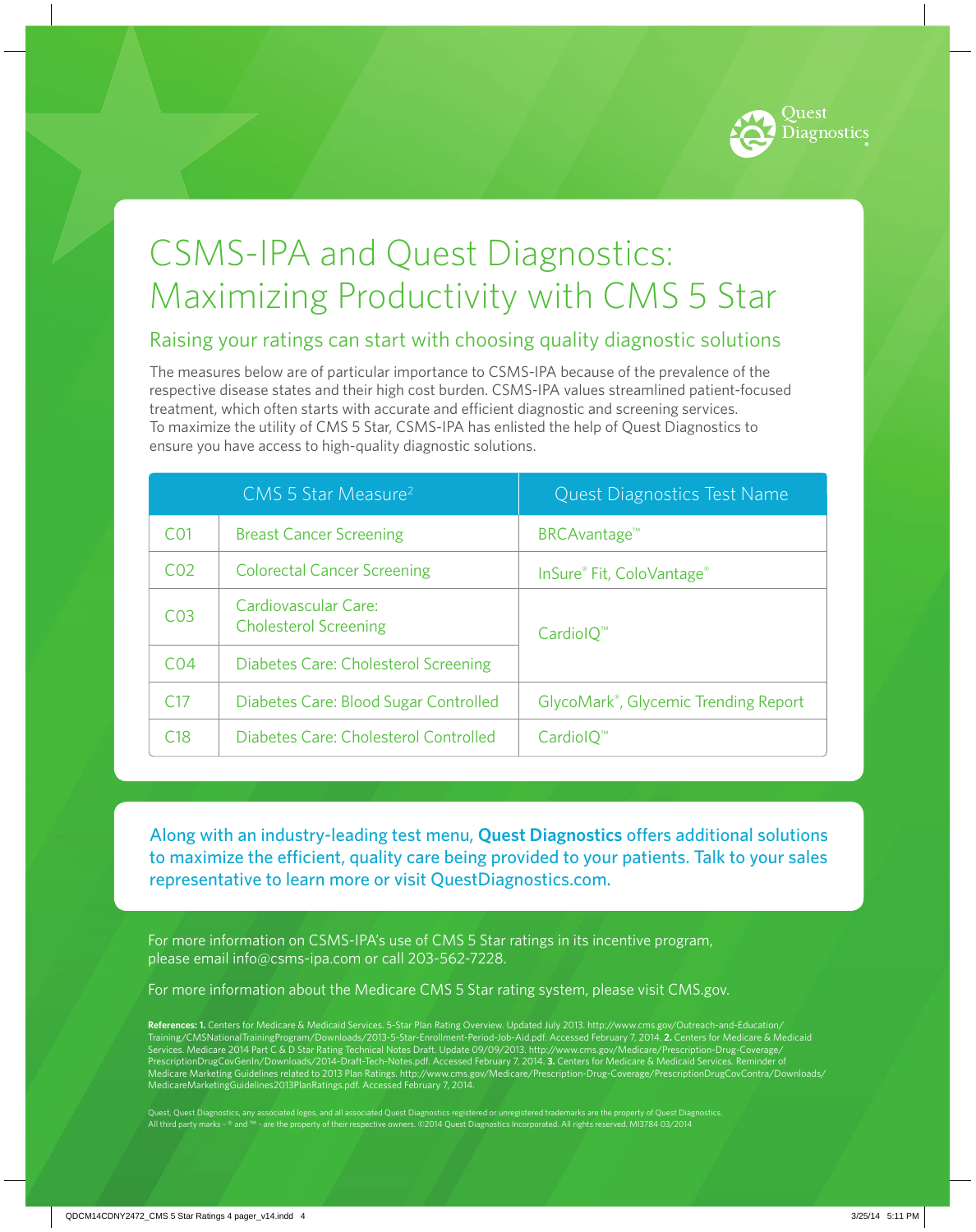# CSMS-IPA and Quest Diagnostics: Maximizing Productivity with CMS 5 Star

## Raising your ratings can start with choosing quality diagnostic solutions

The measures below are of particular importance to CSMS-IPA because of the prevalence of the respective disease states and their high cost burden. CSMS-IPA values streamlined patient-focused treatment, which often starts with accurate and efficient diagnostic and screening services. To maximize the utility of CMS 5 Star, CSMS-IPA has enlisted the help of Quest Diagnostics to ensure you have access to high-quality diagnostic solutions.

| CMS 5 Star Measure[2] | | Quest Diagnostics Test Name |
|---|---|---|
| C01 | Breast Cancer Screening | BRCAvantage™ |
| C02 | Colorectal Cancer Screening | InSure® Fit, ColoVantage® |
| C03 | Cardiovascular Care: Cholesterol Screening | CardioIQ™ |
| C04 | Diabetes Care: Cholesterol Screening | CardioIQ™ |
| C17 | Diabetes Care: Blood Sugar Controlled | GlycoMark®, Glycemic Trending Report |
| C18 | Diabetes Care: Cholesterol Controlled | CardioIQ™ |

Along with an industry-leading test menu, **Quest Diagnostics** offers additional solutions to maximize the efficient, quality care being provided to your patients. Talk to your sales representative to learn more or visit QuestDiagnostics.com.

For more information on CSMS-IPA's use of CMS 5 Star ratings in its incentive program, please email info@csms-ipa.com or call 203-562-7228.

For more information about the Medicare CMS 5 Star rating system, please visit CMS.gov.

**References: 1.** Centers for Medicare & Medicaid Services. 5-Star Plan Rating Overview. Updated July 2013. http://www.cms.gov/Outreach-and-Education/Training/CMSNationalTrainingProgram/Downloads/2013-5-Star-Enrollment-Period-Job-Aid.pdf. Accessed February 7, 2014. **2.** Centers for Medicare & Medicaid Services. Medicare 2014 Part C & D Star Rating Technical Notes Draft. Update 09/09/2013. http://www.cms.gov/Medicare/Prescription-Drug-Coverage/PrescriptionDrugCovGenIn/Downloads/2014-Draft-Tech-Notes.pdf. Accessed February 7, 2014. **3.** Centers for Medicare & Medicaid Services. Reminder of Medicare Marketing Guidelines related to 2013 Plan Ratings. http://www.cms.gov/Medicare/Prescription-Drug-Coverage/PrescriptionDrugCovContra/Downloads/MedicareMarketingGuidelines2013PlanRatings.pdf. Accessed February 7, 2014.

Quest, Quest Diagnostics, any associated logos, and all associated Quest Diagnostics registered or unregistered trademarks are the property of Quest Diagnostics. All third party marks - ® and ™ - are the property of their respective owners. ©2014 Quest Diagnostics Incorporated. All rights reserved. MI3784 03/2014